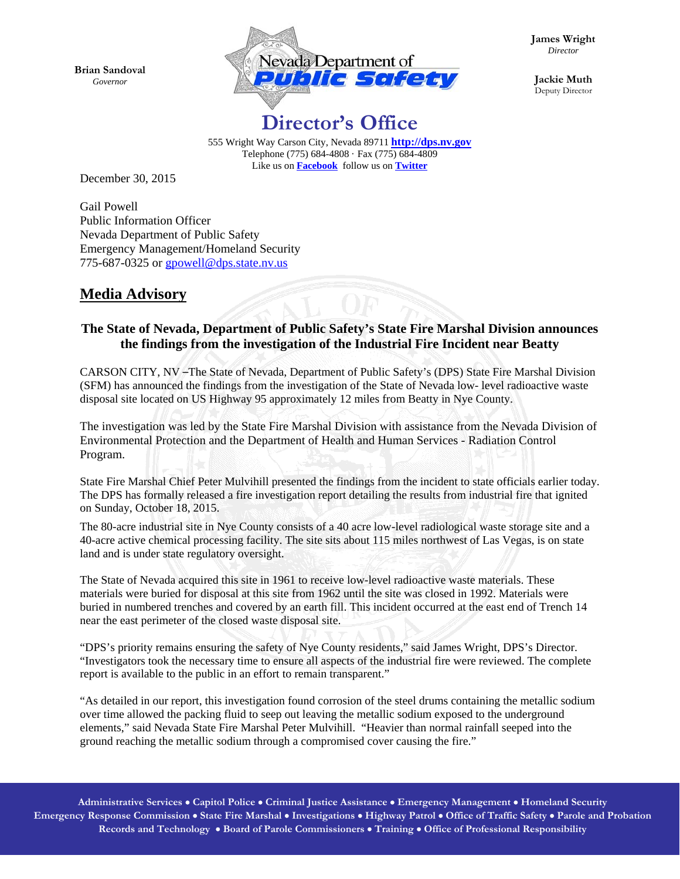Brian Sandoval
*Governor*

Nevada Department of Public Safety

James Wright
*Director*

Jackie Muth
Deputy Director

# Director's Office

555 Wright Way Carson City, Nevada 89711 **http://dps.nv.gov**
Telephone (775) 684-4808 · Fax (775) 684-4809
Like us on **Facebook** follow us on **Twitter**

December 30, 2015

Gail Powell
Public Information Officer
Nevada Department of Public Safety
Emergency Management/Homeland Security
775-687-0325 or gpowell@dps.state.nv.us

## Media Advisory

### The State of Nevada, Department of Public Safety's State Fire Marshal Division announces the findings from the investigation of the Industrial Fire Incident near Beatty

CARSON CITY, NV –The State of Nevada, Department of Public Safety's (DPS) State Fire Marshal Division (SFM) has announced the findings from the investigation of the State of Nevada low- level radioactive waste disposal site located on US Highway 95 approximately 12 miles from Beatty in Nye County.

The investigation was led by the State Fire Marshal Division with assistance from the Nevada Division of Environmental Protection and the Department of Health and Human Services - Radiation Control Program.

State Fire Marshal Chief Peter Mulvihill presented the findings from the incident to state officials earlier today. The DPS has formally released a fire investigation report detailing the results from industrial fire that ignited on Sunday, October 18, 2015.

The 80-acre industrial site in Nye County consists of a 40 acre low-level radiological waste storage site and a 40-acre active chemical processing facility. The site sits about 115 miles northwest of Las Vegas, is on state land and is under state regulatory oversight.

The State of Nevada acquired this site in 1961 to receive low-level radioactive waste materials. These materials were buried for disposal at this site from 1962 until the site was closed in 1992. Materials were buried in numbered trenches and covered by an earth fill. This incident occurred at the east end of Trench 14 near the east perimeter of the closed waste disposal site.

"DPS's priority remains ensuring the safety of Nye County residents," said James Wright, DPS's Director. "Investigators took the necessary time to ensure all aspects of the industrial fire were reviewed. The complete report is available to the public in an effort to remain transparent."

"As detailed in our report, this investigation found corrosion of the steel drums containing the metallic sodium over time allowed the packing fluid to seep out leaving the metallic sodium exposed to the underground elements," said Nevada State Fire Marshal Peter Mulvihill. "Heavier than normal rainfall seeped into the ground reaching the metallic sodium through a compromised cover causing the fire."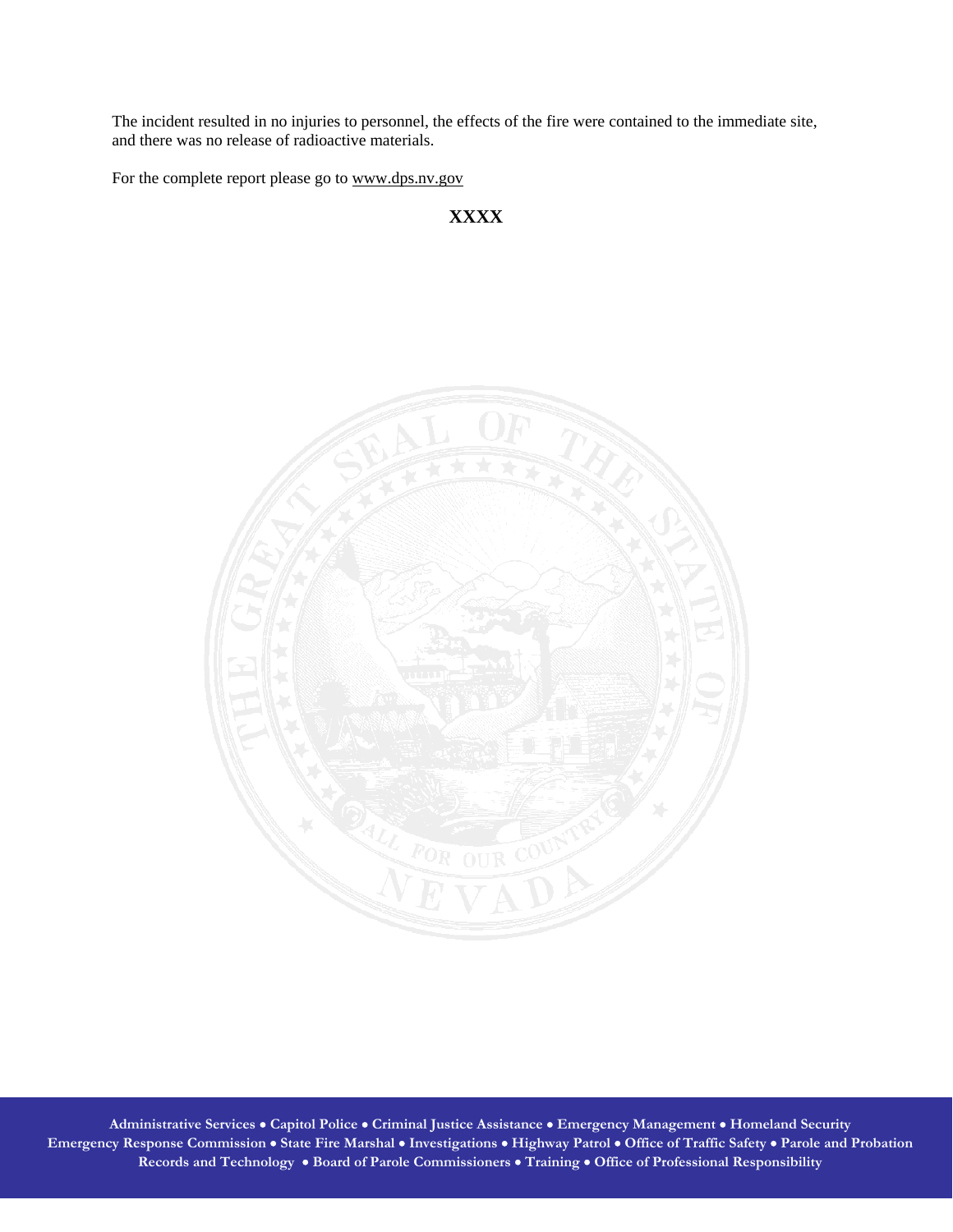The incident resulted in no injuries to personnel, the effects of the fire were contained to the immediate site, and there was no release of radioactive materials.

For the complete report please go to www.dps.nv.gov

**XXXX**